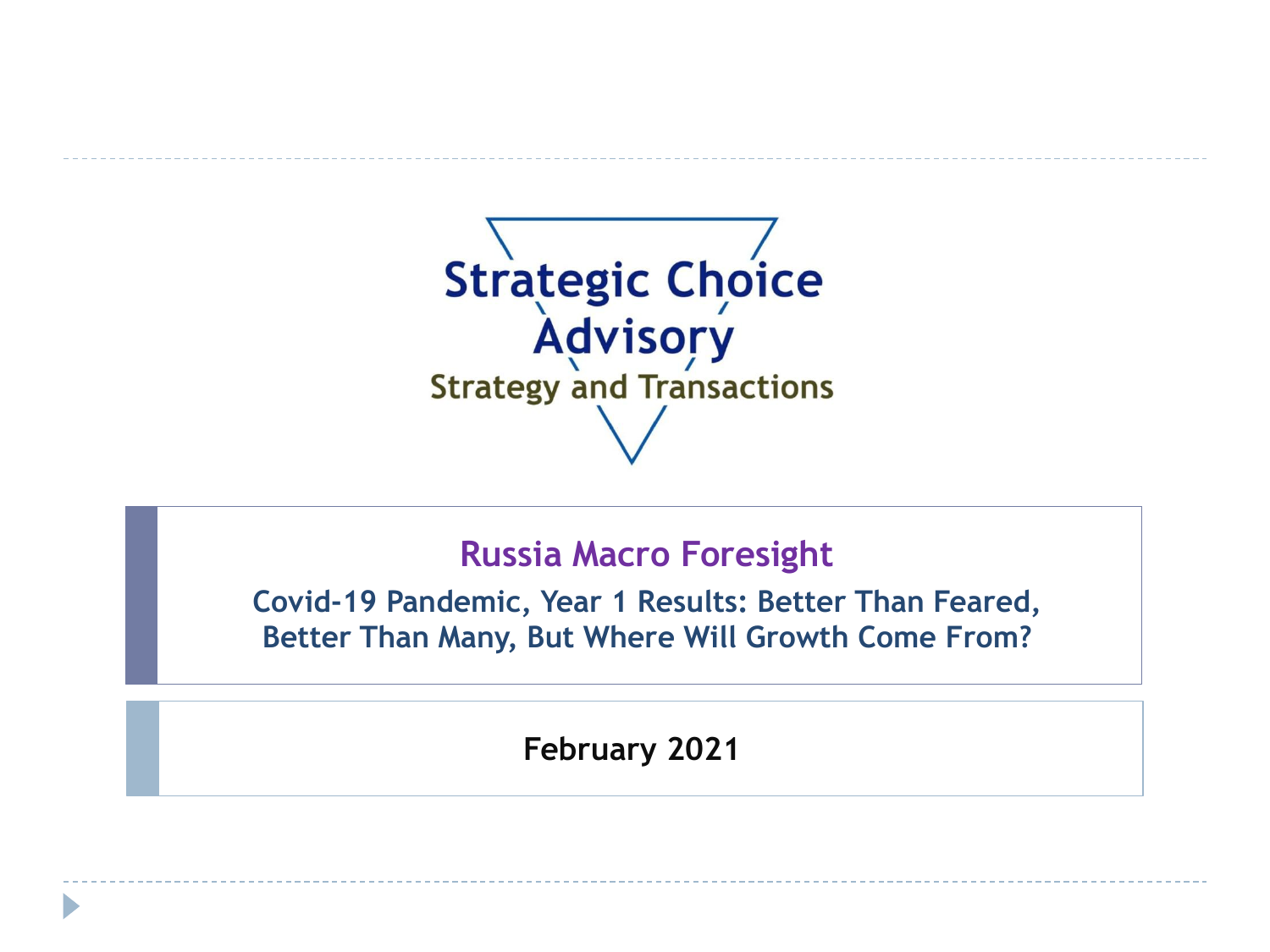Strategic Choice Advisory

Strategy and Transactions

# Russia Macro Foresight

## Covid-19 Pandemic, Year 1 Results: Better Than Feared, Better Than Many, But Where Will Growth Come From?

**February 2021**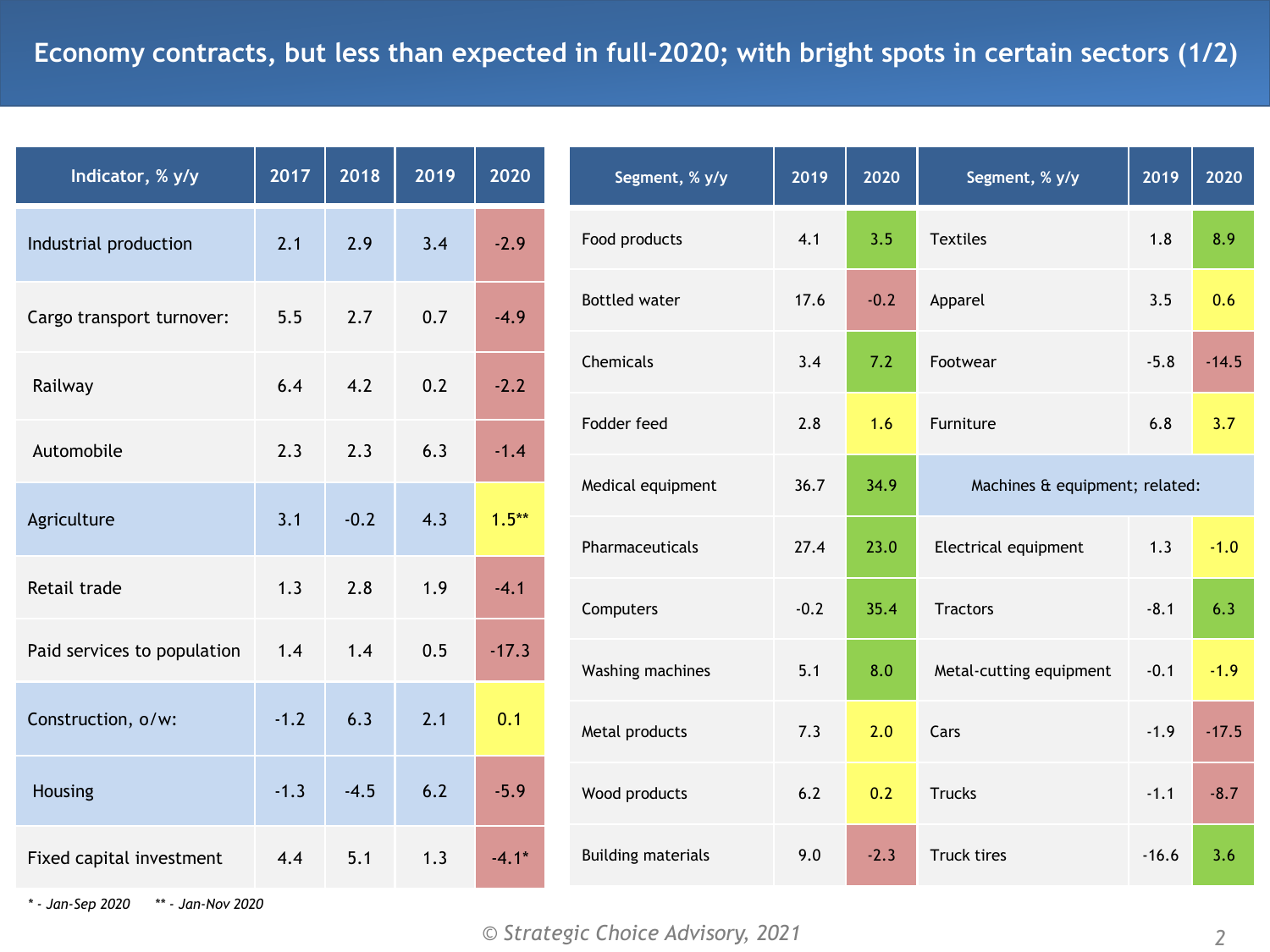# Economy contracts, but less than expected in full-2020; with bright spots in certain sectors (1/2)

| Indicator, % y/y | 2017 | 2018 | 2019 | 2020 |
|---|---|---|---|---|
| Industrial production | 2.1 | 2.9 | 3.4 | -2.9 |
| Cargo transport turnover: | 5.5 | 2.7 | 0.7 | -4.9 |
| Railway | 6.4 | 4.2 | 0.2 | -2.2 |
| Automobile | 2.3 | 2.3 | 6.3 | -1.4 |
| Agriculture | 3.1 | -0.2 | 4.3 | 1.5** |
| Retail trade | 1.3 | 2.8 | 1.9 | -4.1 |
| Paid services to population | 1.4 | 1.4 | 0.5 | -17.3 |
| Construction, o/w: | -1.2 | 6.3 | 2.1 | 0.1 |
| Housing | -1.3 | -4.5 | 6.2 | -5.9 |
| Fixed capital investment | 4.4 | 5.1 | 1.3 | -4.1* |

*\* - Jan-Sep 2020    \*\* - Jan-Nov 2020*

| Segment, % y/y | 2019 | 2020 | Segment, % y/y | 2019 | 2020 |
|---|---|---|---|---|---|
| Food products | 4.1 | 3.5 | Textiles | 1.8 | 8.9 |
| Bottled water | 17.6 | -0.2 | Apparel | 3.5 | 0.6 |
| Chemicals | 3.4 | 7.2 | Footwear | -5.8 | -14.5 |
| Fodder feed | 2.8 | 1.6 | Furniture | 6.8 | 3.7 |
| Medical equipment | 36.7 | 34.9 | Machines & equipment; related: | | |
| Pharmaceuticals | 27.4 | 23.0 | Electrical equipment | 1.3 | -1.0 |
| Computers | -0.2 | 35.4 | Tractors | -8.1 | 6.3 |
| Washing machines | 5.1 | 8.0 | Metal-cutting equipment | -0.1 | -1.9 |
| Metal products | 7.3 | 2.0 | Cars | -1.9 | -17.5 |
| Wood products | 6.2 | 0.2 | Trucks | -1.1 | -8.7 |
| Building materials | 9.0 | -2.3 | Truck tires | -16.6 | 3.6 |

© Strategic Choice Advisory, 2021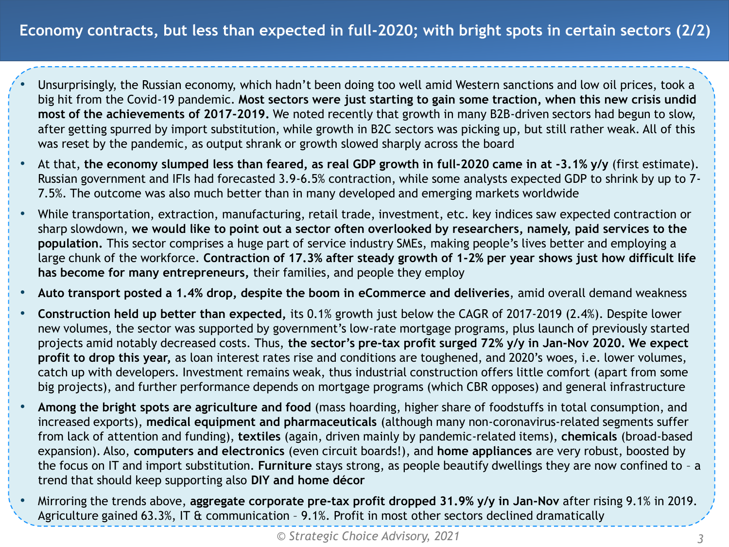# Economy contracts, but less than expected in full-2020; with bright spots in certain sectors (2/2)

- Unsurprisingly, the Russian economy, which hadn't been doing too well amid Western sanctions and low oil prices, took a big hit from the Covid-19 pandemic. **Most sectors were just starting to gain some traction, when this new crisis undid most of the achievements of 2017-2019.** We noted recently that growth in many B2B-driven sectors had begun to slow, after getting spurred by import substitution, while growth in B2C sectors was picking up, but still rather weak. All of this was reset by the pandemic, as output shrank or growth slowed sharply across the board
- At that, **the economy slumped less than feared, as real GDP growth in full-2020 came in at -3.1% y/y** (first estimate). Russian government and IFIs had forecasted 3.9-6.5% contraction, while some analysts expected GDP to shrink by up to 7-7.5%. The outcome was also much better than in many developed and emerging markets worldwide
- While transportation, extraction, manufacturing, retail trade, investment, etc. key indices saw expected contraction or sharp slowdown, **we would like to point out a sector often overlooked by researchers, namely, paid services to the population.** This sector comprises a huge part of service industry SMEs, making people's lives better and employing a large chunk of the workforce. **Contraction of 17.3% after steady growth of 1-2% per year shows just how difficult life has become for many entrepreneurs,** their families, and people they employ
- **Auto transport posted a 1.4% drop, despite the boom in eCommerce and deliveries**, amid overall demand weakness
- **Construction held up better than expected,** its 0.1% growth just below the CAGR of 2017-2019 (2.4%). Despite lower new volumes, the sector was supported by government's low-rate mortgage programs, plus launch of previously started projects amid notably decreased costs. Thus, **the sector's pre-tax profit surged 72% y/y in Jan-Nov 2020. We expect profit to drop this year,** as loan interest rates rise and conditions are toughened, and 2020's woes, i.e. lower volumes, catch up with developers. Investment remains weak, thus industrial construction offers little comfort (apart from some big projects), and further performance depends on mortgage programs (which CBR opposes) and general infrastructure
- **Among the bright spots are agriculture and food** (mass hoarding, higher share of foodstuffs in total consumption, and increased exports), **medical equipment and pharmaceuticals** (although many non-coronavirus-related segments suffer from lack of attention and funding), **textiles** (again, driven mainly by pandemic-related items), **chemicals** (broad-based expansion). Also, **computers and electronics** (even circuit boards!), and **home appliances** are very robust, boosted by the focus on IT and import substitution. **Furniture** stays strong, as people beautify dwellings they are now confined to – a trend that should keep supporting also **DIY and home décor**
- Mirroring the trends above, **aggregate corporate pre-tax profit dropped 31.9% y/y in Jan-Nov** after rising 9.1% in 2019. Agriculture gained 63.3%, IT & communication – 9.1%. Profit in most other sectors declined dramatically

*© Strategic Choice Advisory, 2021*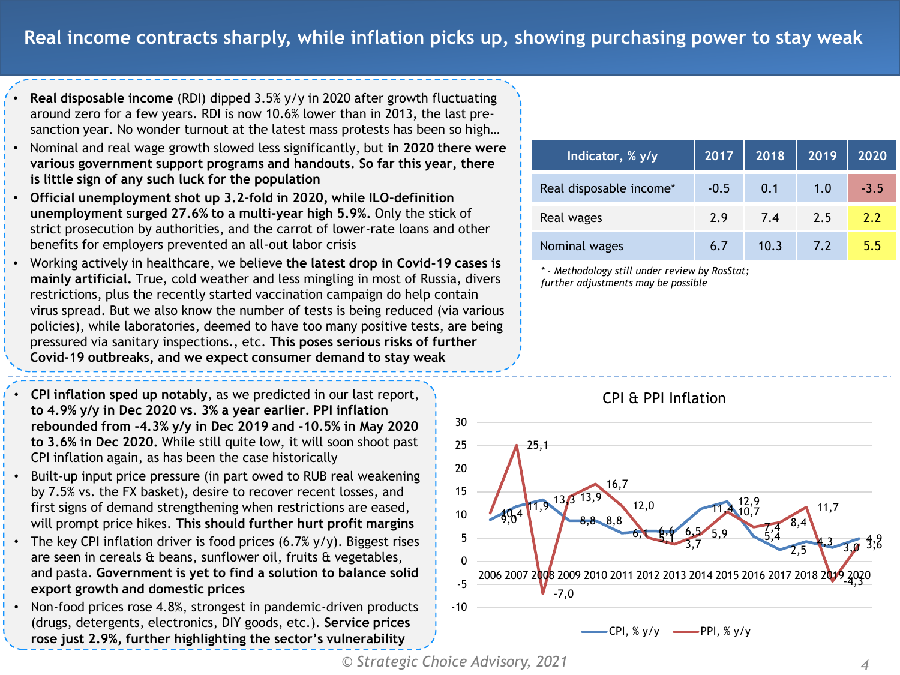# Real income contracts sharply, while inflation picks up, showing purchasing power to stay weak

- **Real disposable income** (RDI) dipped 3.5% y/y in 2020 after growth fluctuating around zero for a few years. RDI is now 10.6% lower than in 2013, the last pre-sanction year. No wonder turnout at the latest mass protests has been so high…
- Nominal and real wage growth slowed less significantly, but **in 2020 there were various government support programs and handouts. So far this year, there is little sign of any such luck for the population**
- **Official unemployment shot up 3.2-fold in 2020, while ILO-definition unemployment surged 27.6% to a multi-year high 5.9%.** Only the stick of strict prosecution by authorities, and the carrot of lower-rate loans and other benefits for employers prevented an all-out labor crisis
- Working actively in healthcare, we believe **the latest drop in Covid-19 cases is mainly artificial.** True, cold weather and less mingling in most of Russia, divers restrictions, plus the recently started vaccination campaign do help contain virus spread. But we also know the number of tests is being reduced (via various policies), while laboratories, deemed to have too many positive tests, are being pressured via sanitary inspections., etc. **This poses serious risks of further Covid-19 outbreaks, and we expect consumer demand to stay weak**

| Indicator, % y/y | 2017 | 2018 | 2019 | 2020 |
|---|---|---|---|---|
| Real disposable income* | -0.5 | 0.1 | 1.0 | -3.5 |
| Real wages | 2.9 | 7.4 | 2.5 | 2.2 |
| Nominal wages | 6.7 | 10.3 | 7.2 | 5.5 |

*\* - Methodology still under review by RosStat; further adjustments may be possible*

- **CPI inflation sped up notably**, as we predicted in our last report, **to 4.9% y/y in Dec 2020 vs. 3% a year earlier. PPI inflation rebounded from -4.3% y/y in Dec 2019 and -10.5% in May 2020 to 3.6% in Dec 2020.** While still quite low, it will soon shoot past CPI inflation again, as has been the case historically
- Built-up input price pressure (in part owed to RUB real weakening by 7.5% vs. the FX basket), desire to recover recent losses, and first signs of demand strengthening when restrictions are eased, will prompt price hikes. **This should further hurt profit margins**
- The key CPI inflation driver is food prices (6.7% y/y). Biggest rises are seen in cereals & beans, sunflower oil, fruits & vegetables, and pasta. **Government is yet to find a solution to balance solid export growth and domestic prices**
- Non-food prices rose 4.8%, strongest in pandemic-driven products (drugs, detergents, electronics, DIY goods, etc.). **Service prices rose just 2.9%, further highlighting the sector's vulnerability**

**CPI & PPI Inflation**

| Year | CPI, % y/y | PPI, % y/y |
|---|---|---|
| 2006 | 9,0 | 10,4 |
| 2007 | 11,9 | 25,1 |
| 2008 | 13,3 | -7,0 |
| 2009 | 8,8 | 13,9 |
| 2010 | 8,8 | 16,7 |
| 2011 | 6,1 | 12,0 |
| 2012 | 6,6 | 5,1 |
| 2013 | 6,5 | 3,7 |
| 2014 | 11,4 | 5,9 |
| 2015 | 12,9 | 10,7 |
| 2016 | 5,4 | 7,4 |
| 2017 | 2,5 | 8,4 |
| 2018 | 4,3 | 11,7 |
| 2019 | 3,0 | -4,3 |
| 2020 | 4,9 | 3,6 |

© Strategic Choice Advisory, 2021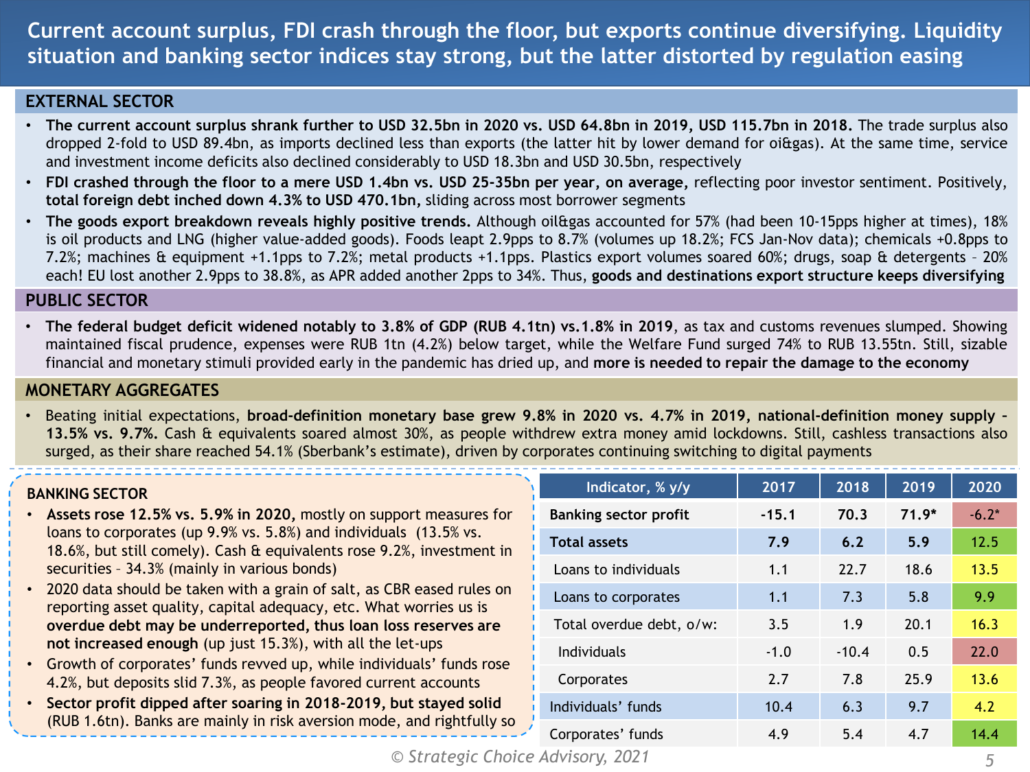# Current account surplus, FDI crash through the floor, but exports continue diversifying. Liquidity situation and banking sector indices stay strong, but the latter distorted by regulation easing

## EXTERNAL SECTOR

- **The current account surplus shrank further to USD 32.5bn in 2020 vs. USD 64.8bn in 2019, USD 115.7bn in 2018.** The trade surplus also dropped 2-fold to USD 89.4bn, as imports declined less than exports (the latter hit by lower demand for oi&gas). At the same time, service and investment income deficits also declined considerably to USD 18.3bn and USD 30.5bn, respectively
- **FDI crashed through the floor to a mere USD 1.4bn vs. USD 25-35bn per year, on average,** reflecting poor investor sentiment. Positively, **total foreign debt inched down 4.3% to USD 470.1bn,** sliding across most borrower segments
- **The goods export breakdown reveals highly positive trends.** Although oil&gas accounted for 57% (had been 10-15pps higher at times), 18% is oil products and LNG (higher value-added goods). Foods leapt 2.9pps to 8.7% (volumes up 18.2%; FCS Jan-Nov data); chemicals +0.8pps to 7.2%; machines & equipment +1.1pps to 7.2%; metal products +1.1pps. Plastics export volumes soared 60%; drugs, soap & detergents – 20% each! EU lost another 2.9pps to 38.8%, as APR added another 2pps to 34%. Thus, **goods and destinations export structure keeps diversifying**

## PUBLIC SECTOR

- **The federal budget deficit widened notably to 3.8% of GDP (RUB 4.1tn) vs.1.8% in 2019**, as tax and customs revenues slumped. Showing maintained fiscal prudence, expenses were RUB 1tn (4.2%) below target, while the Welfare Fund surged 74% to RUB 13.55tn. Still, sizable financial and monetary stimuli provided early in the pandemic has dried up, and **more is needed to repair the damage to the economy**

## MONETARY AGGREGATES

- Beating initial expectations, **broad-definition monetary base grew 9.8% in 2020 vs. 4.7% in 2019, national-definition money supply – 13.5% vs. 9.7%.** Cash & equivalents soared almost 30%, as people withdrew extra money amid lockdowns. Still, cashless transactions also surged, as their share reached 54.1% (Sberbank's estimate), driven by corporates continuing switching to digital payments

## BANKING SECTOR

- **Assets rose 12.5% vs. 5.9% in 2020,** mostly on support measures for loans to corporates (up 9.9% vs. 5.8%) and individuals (13.5% vs. 18.6%, but still comely). Cash & equivalents rose 9.2%, investment in securities – 34.3% (mainly in various bonds)
- 2020 data should be taken with a grain of salt, as CBR eased rules on reporting asset quality, capital adequacy, etc. What worries us is **overdue debt may be underreported, thus loan loss reserves are not increased enough** (up just 15.3%), with all the let-ups
- Growth of corporates' funds revved up, while individuals' funds rose 4.2%, but deposits slid 7.3%, as people favored current accounts
- **Sector profit dipped after soaring in 2018-2019, but stayed solid** (RUB 1.6tn). Banks are mainly in risk aversion mode, and rightfully so

| Indicator, % y/y | 2017 | 2018 | 2019 | 2020 |
|---|---|---|---|---|
| **Banking sector profit** | **-15.1** | **70.3** | **71.9*** | -6.2* |
| **Total assets** | **7.9** | **6.2** | **5.9** | 12.5 |
| Loans to individuals | 1.1 | 22.7 | 18.6 | 13.5 |
| Loans to corporates | 1.1 | 7.3 | 5.8 | 9.9 |
| Total overdue debt, o/w: | 3.5 | 1.9 | 20.1 | 16.3 |
| Individuals | -1.0 | -10.4 | 0.5 | 22.0 |
| Corporates | 2.7 | 7.8 | 25.9 | 13.6 |
| Individuals' funds | 10.4 | 6.3 | 9.7 | 4.2 |
| Corporates' funds | 4.9 | 5.4 | 4.7 | 14.4 |

© Strategic Choice Advisory, 2021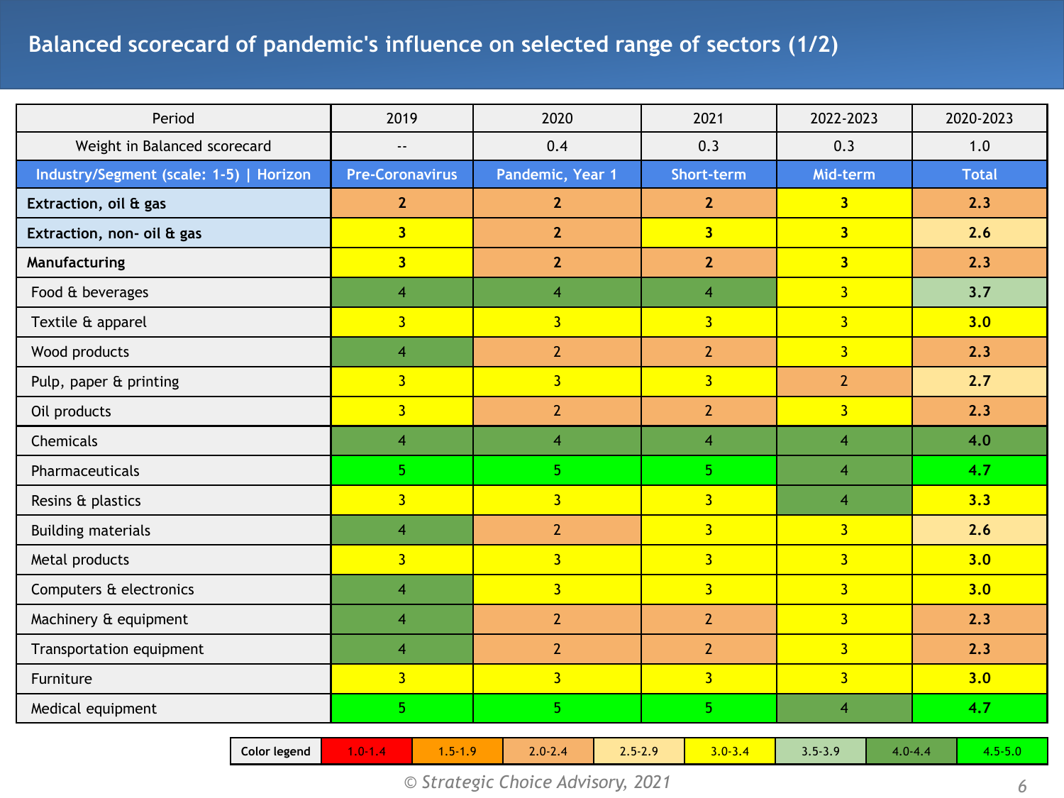# Balanced scorecard of pandemic's influence on selected range of sectors (1/2)

| Period | 2019 | 2020 | 2021 | 2022-2023 | 2020-2023 |
|---|---|---|---|---|---|
| Weight in Balanced scorecard | -- | 0.4 | 0.3 | 0.3 | 1.0 |
| **Industry/Segment (scale: 1-5) \| Horizon** | **Pre-Coronavirus** | **Pandemic, Year 1** | **Short-term** | **Mid-term** | **Total** |
| **Extraction, oil & gas** | **2** | **2** | **2** | **3** | **2.3** |
| **Extraction, non- oil & gas** | **3** | **2** | **3** | **3** | **2.6** |
| **Manufacturing** | **3** | **2** | **2** | **3** | **2.3** |
| Food & beverages | 4 | 4 | 4 | 3 | **3.7** |
| Textile & apparel | 3 | 3 | 3 | 3 | **3.0** |
| Wood products | 4 | 2 | 2 | 3 | **2.3** |
| Pulp, paper & printing | 3 | 3 | 3 | 2 | **2.7** |
| Oil products | 3 | 2 | 2 | 3 | **2.3** |
| Chemicals | 4 | 4 | 4 | 4 | **4.0** |
| Pharmaceuticals | 5 | 5 | 5 | 4 | **4.7** |
| Resins & plastics | 3 | 3 | 3 | 4 | **3.3** |
| Building materials | 4 | 2 | 3 | 3 | **2.6** |
| Metal products | 3 | 3 | 3 | 3 | **3.0** |
| Computers & electronics | 4 | 3 | 3 | 3 | **3.0** |
| Machinery & equipment | 4 | 2 | 2 | 3 | **2.3** |
| Transportation equipment | 4 | 2 | 2 | 3 | **2.3** |
| Furniture | 3 | 3 | 3 | 3 | **3.0** |
| Medical equipment | 5 | 5 | 5 | 4 | **4.7** |

| Color legend | 1.0-1.4 | 1.5-1.9 | 2.0-2.4 | 2.5-2.9 | 3.0-3.4 | 3.5-3.9 | 4.0-4.4 | 4.5-5.0 |
|---|---|---|---|---|---|---|---|---|

*© Strategic Choice Advisory, 2021*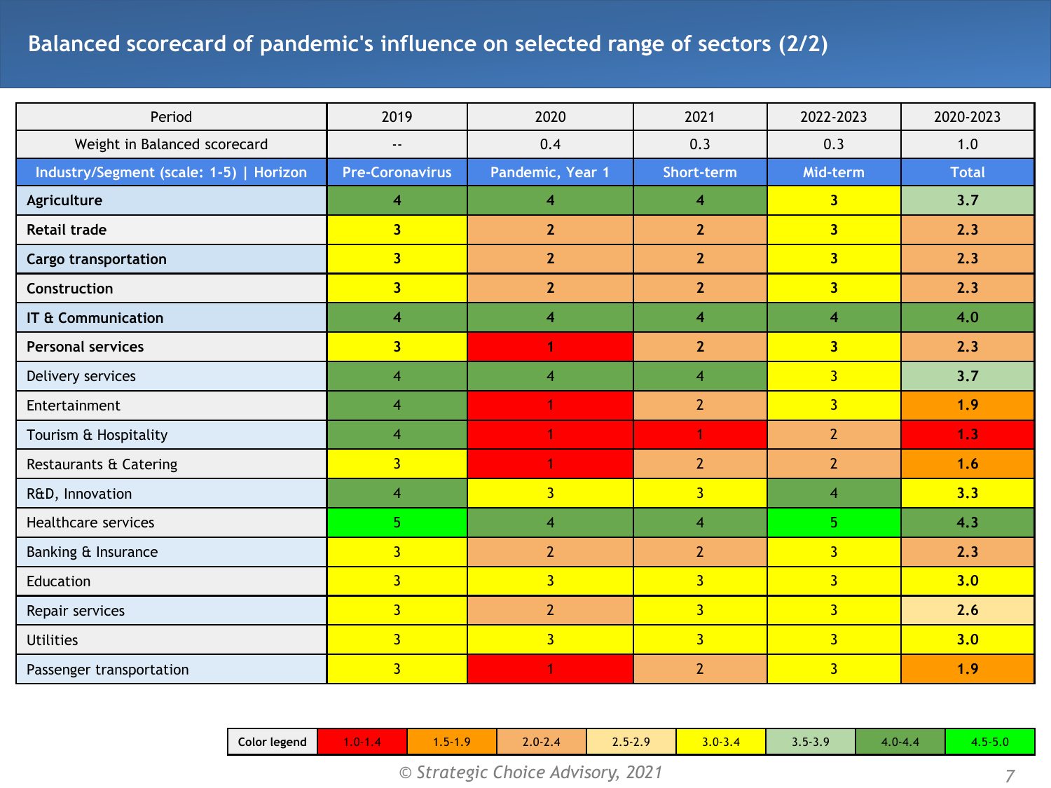# Balanced scorecard of pandemic's influence on selected range of sectors (2/2)

| Period | 2019 | 2020 | 2021 | 2022-2023 | 2020-2023 |
|---|---|---|---|---|---|
| Weight in Balanced scorecard | -- | 0.4 | 0.3 | 0.3 | 1.0 |
| **Industry/Segment (scale: 1-5) \| Horizon** | **Pre-Coronavirus** | **Pandemic, Year 1** | **Short-term** | **Mid-term** | **Total** |
| **Agriculture** | 4 | 4 | 4 | 3 | **3.7** |
| **Retail trade** | 3 | 2 | 2 | 3 | **2.3** |
| **Cargo transportation** | 3 | 2 | 2 | 3 | **2.3** |
| **Construction** | 3 | 2 | 2 | 3 | **2.3** |
| **IT & Communication** | 4 | 4 | 4 | 4 | **4.0** |
| **Personal services** | 3 | 1 | 2 | 3 | **2.3** |
| Delivery services | 4 | 4 | 4 | 3 | **3.7** |
| Entertainment | 4 | 1 | 2 | 3 | **1.9** |
| Tourism & Hospitality | 4 | 1 | 1 | 2 | **1.3** |
| Restaurants & Catering | 3 | 1 | 2 | 2 | **1.6** |
| R&D, Innovation | 4 | 3 | 3 | 4 | **3.3** |
| Healthcare services | 5 | 4 | 4 | 5 | **4.3** |
| Banking & Insurance | 3 | 2 | 2 | 3 | **2.3** |
| Education | 3 | 3 | 3 | 3 | **3.0** |
| Repair services | 3 | 2 | 3 | 3 | **2.6** |
| Utilities | 3 | 3 | 3 | 3 | **3.0** |
| Passenger transportation | 3 | 1 | 2 | 3 | **1.9** |

| Color legend | 1.0-1.4 | 1.5-1.9 | 2.0-2.4 | 2.5-2.9 | 3.0-3.4 | 3.5-3.9 | 4.0-4.4 | 4.5-5.0 |
|---|---|---|---|---|---|---|---|---|

*© Strategic Choice Advisory, 2021*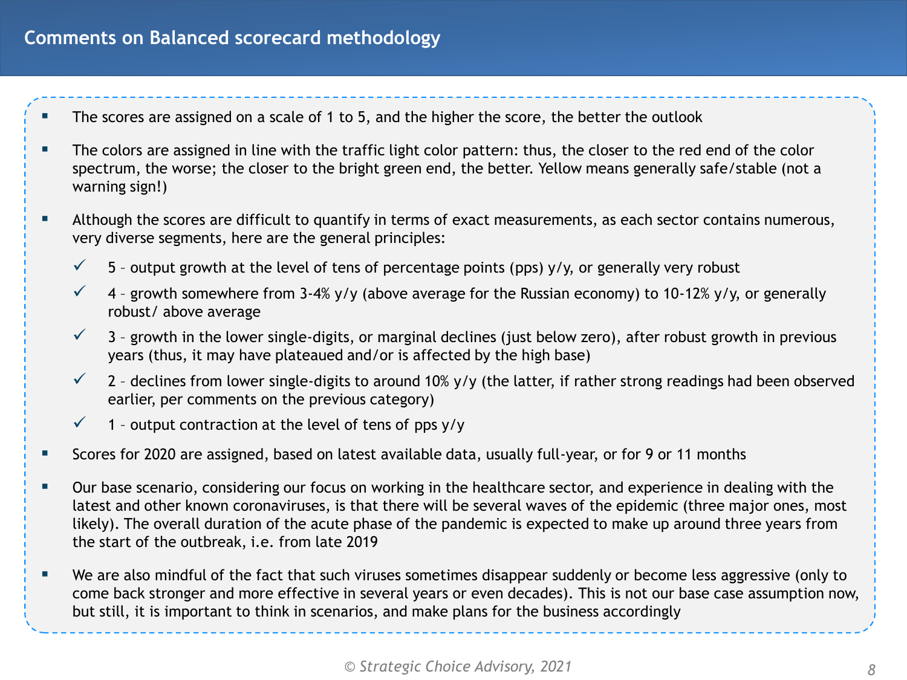# Comments on Balanced scorecard methodology

- The scores are assigned on a scale of 1 to 5, and the higher the score, the better the outlook
- The colors are assigned in line with the traffic light color pattern: thus, the closer to the red end of the color spectrum, the worse; the closer to the bright green end, the better. Yellow means generally safe/stable (not a warning sign!)
- Although the scores are difficult to quantify in terms of exact measurements, as each sector contains numerous, very diverse segments, here are the general principles:
  - ✓ 5 – output growth at the level of tens of percentage points (pps) y/y, or generally very robust
  - ✓ 4 – growth somewhere from 3-4% y/y (above average for the Russian economy) to 10-12% y/y, or generally robust/ above average
  - ✓ 3 – growth in the lower single-digits, or marginal declines (just below zero), after robust growth in previous years (thus, it may have plateaued and/or is affected by the high base)
  - ✓ 2 – declines from lower single-digits to around 10% y/y (the latter, if rather strong readings had been observed earlier, per comments on the previous category)
  - ✓ 1 – output contraction at the level of tens of pps y/y
- Scores for 2020 are assigned, based on latest available data, usually full-year, or for 9 or 11 months
- Our base scenario, considering our focus on working in the healthcare sector, and experience in dealing with the latest and other known coronaviruses, is that there will be several waves of the epidemic (three major ones, most likely). The overall duration of the acute phase of the pandemic is expected to make up around three years from the start of the outbreak, i.e. from late 2019
- We are also mindful of the fact that such viruses sometimes disappear suddenly or become less aggressive (only to come back stronger and more effective in several years or even decades). This is not our base case assumption now, but still, it is important to think in scenarios, and make plans for the business accordingly

*© Strategic Choice Advisory, 2021*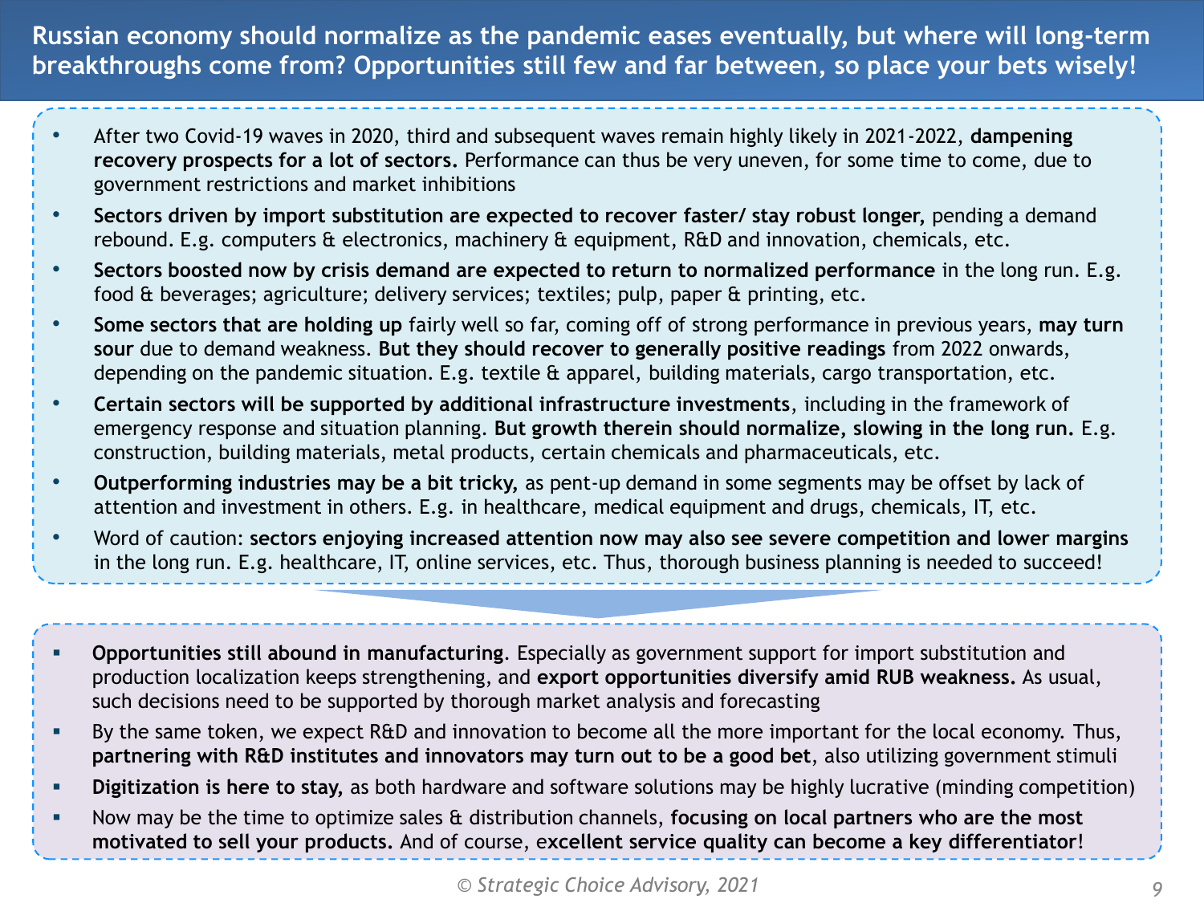# Russian economy should normalize as the pandemic eases eventually, but where will long-term breakthroughs come from? Opportunities still few and far between, so place your bets wisely!

- After two Covid-19 waves in 2020, third and subsequent waves remain highly likely in 2021-2022, **dampening recovery prospects for a lot of sectors.** Performance can thus be very uneven, for some time to come, due to government restrictions and market inhibitions
- **Sectors driven by import substitution are expected to recover faster/ stay robust longer,** pending a demand rebound. E.g. computers & electronics, machinery & equipment, R&D and innovation, chemicals, etc.
- **Sectors boosted now by crisis demand are expected to return to normalized performance** in the long run. E.g. food & beverages; agriculture; delivery services; textiles; pulp, paper & printing, etc.
- **Some sectors that are holding up** fairly well so far, coming off of strong performance in previous years, **may turn sour** due to demand weakness. **But they should recover to generally positive readings** from 2022 onwards, depending on the pandemic situation. E.g. textile & apparel, building materials, cargo transportation, etc.
- **Certain sectors will be supported by additional infrastructure investments**, including in the framework of emergency response and situation planning. **But growth therein should normalize, slowing in the long run.** E.g. construction, building materials, metal products, certain chemicals and pharmaceuticals, etc.
- **Outperforming industries may be a bit tricky,** as pent-up demand in some segments may be offset by lack of attention and investment in others. E.g. in healthcare, medical equipment and drugs, chemicals, IT, etc.
- Word of caution: **sectors enjoying increased attention now may also see severe competition and lower margins** in the long run. E.g. healthcare, IT, online services, etc. Thus, thorough business planning is needed to succeed!

---

- **Opportunities still abound in manufacturing**. Especially as government support for import substitution and production localization keeps strengthening, and **export opportunities diversify amid RUB weakness.** As usual, such decisions need to be supported by thorough market analysis and forecasting
- By the same token, we expect R&D and innovation to become all the more important for the local economy. Thus, **partnering with R&D institutes and innovators may turn out to be a good bet**, also utilizing government stimuli
- **Digitization is here to stay,** as both hardware and software solutions may be highly lucrative (minding competition)
- Now may be the time to optimize sales & distribution channels, **focusing on local partners who are the most motivated to sell your products.** And of course, e**xcellent service quality can become a key differentiator**!

*© Strategic Choice Advisory, 2021*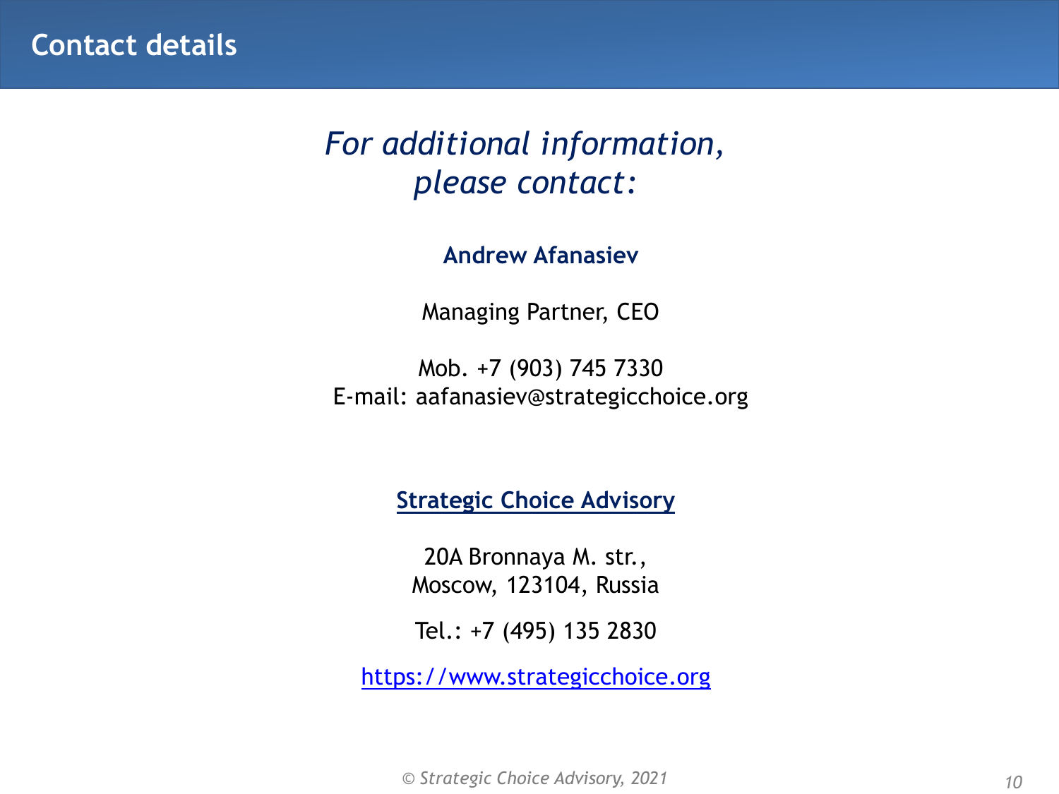# Contact details

*For additional information, please contact:*

**Andrew Afanasiev**

Managing Partner, CEO

Mob. +7 (903) 745 7330
E-mail: aafanasiev@strategicchoice.org

**Strategic Choice Advisory**

20A Bronnaya M. str.,
Moscow, 123104, Russia

Tel.: +7 (495) 135 2830

https://www.strategicchoice.org

*© Strategic Choice Advisory, 2021*